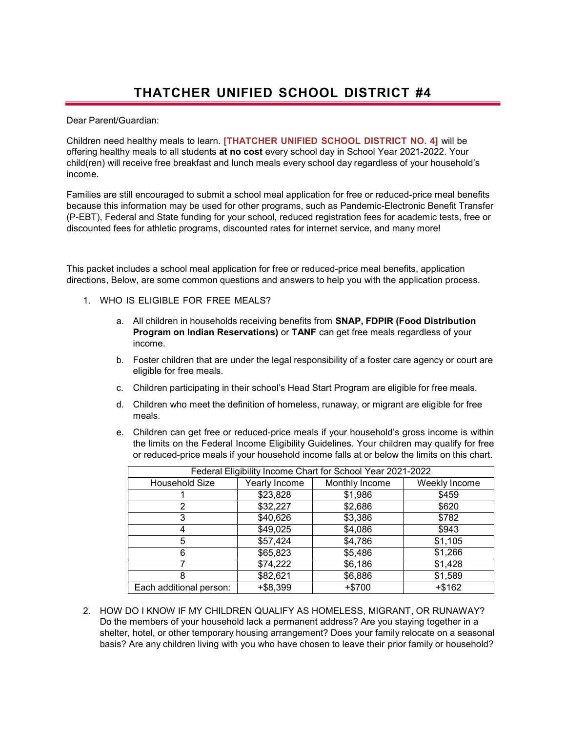# THATCHER UNIFIED SCHOOL DISTRICT #4

Dear Parent/Guardian:

Children need healthy meals to learn. **[THATCHER UNIFIED SCHOOL DISTRICT NO. 4]** will be offering healthy meals to all students **at no cost** every school day in School Year 2021-2022. Your child(ren) will receive free breakfast and lunch meals every school day regardless of your household's income.

Families are still encouraged to submit a school meal application for free or reduced-price meal benefits because this information may be used for other programs, such as Pandemic-Electronic Benefit Transfer (P-EBT), Federal and State funding for your school, reduced registration fees for academic tests, free or discounted fees for athletic programs, discounted rates for internet service, and many more!

This packet includes a school meal application for free or reduced-price meal benefits, application directions, Below, are some common questions and answers to help you with the application process.

1. WHO IS ELIGIBLE FOR FREE MEALS?

   a. All children in households receiving benefits from **SNAP, FDPIR (Food Distribution Program on Indian Reservations)** or **TANF** can get free meals regardless of your income.

   b. Foster children that are under the legal responsibility of a foster care agency or court are eligible for free meals.

   c. Children participating in their school's Head Start Program are eligible for free meals.

   d. Children who meet the definition of homeless, runaway, or migrant are eligible for free meals.

   e. Children can get free or reduced-price meals if your household's gross income is within the limits on the Federal Income Eligibility Guidelines. Your children may qualify for free or reduced-price meals if your household income falls at or below the limits on this chart.

| Federal Eligibility Income Chart for School Year 2021-2022 | | | |
|---|---|---|---|
| Household Size | Yearly Income | Monthly Income | Weekly Income |
| 1 | $23,828 | $1,986 | $459 |
| 2 | $32,227 | $2,686 | $620 |
| 3 | $40,626 | $3,386 | $782 |
| 4 | $49,025 | $4,086 | $943 |
| 5 | $57,424 | $4,786 | $1,105 |
| 6 | $65,823 | $5,486 | $1,266 |
| 7 | $74,222 | $6,186 | $1,428 |
| 8 | $82,621 | $6,886 | $1,589 |
| Each additional person: | +$8,399 | +$700 | +$162 |

2. HOW DO I KNOW IF MY CHILDREN QUALIFY AS HOMELESS, MIGRANT, OR RUNAWAY? Do the members of your household lack a permanent address? Are you staying together in a shelter, hotel, or other temporary housing arrangement? Does your family relocate on a seasonal basis? Are any children living with you who have chosen to leave their prior family or household?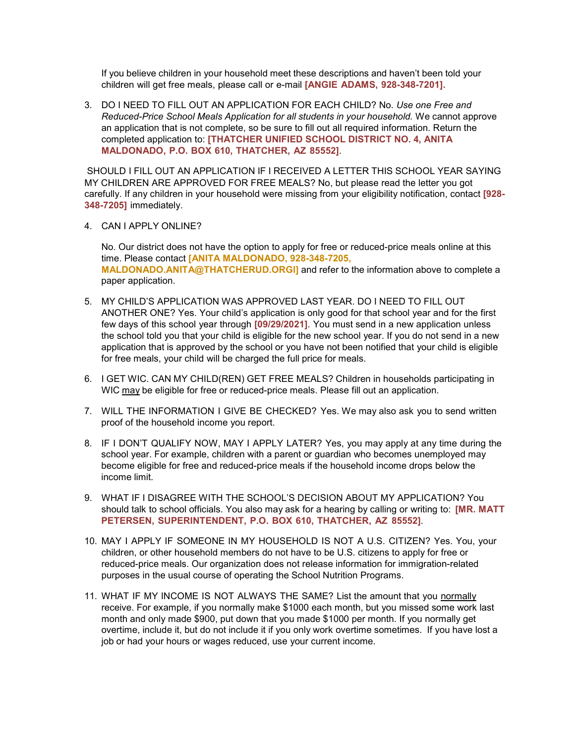If you believe children in your household meet these descriptions and haven't been told your children will get free meals, please call or e-mail **[ANGIE ADAMS, 928-348-7201].**

3. DO I NEED TO FILL OUT AN APPLICATION FOR EACH CHILD? No. *Use one Free and Reduced-Price School Meals Application for all students in your household.* We cannot approve an application that is not complete, so be sure to fill out all required information. Return the completed application to: **[THATCHER UNIFIED SCHOOL DISTRICT NO. 4, ANITA MALDONADO, P.O. BOX 610, THATCHER, AZ 85552]**.

SHOULD I FILL OUT AN APPLICATION IF I RECEIVED A LETTER THIS SCHOOL YEAR SAYING MY CHILDREN ARE APPROVED FOR FREE MEALS? No, but please read the letter you got carefully. If any children in your household were missing from your eligibility notification, contact **[928-348-7205]** immediately.

4. CAN I APPLY ONLINE?

   No. Our district does not have the option to apply for free or reduced-price meals online at this time. Please contact **[ANITA MALDONADO, 928-348-7205, MALDONADO.ANITA@THATCHERUD.ORGI]** and refer to the information above to complete a paper application.

5. MY CHILD'S APPLICATION WAS APPROVED LAST YEAR. DO I NEED TO FILL OUT ANOTHER ONE? Yes. Your child's application is only good for that school year and for the first few days of this school year through **[09/29/2021]**. You must send in a new application unless the school told you that your child is eligible for the new school year. If you do not send in a new application that is approved by the school or you have not been notified that your child is eligible for free meals, your child will be charged the full price for meals.

6. I GET WIC. CAN MY CHILD(REN) GET FREE MEALS? Children in households participating in WIC may be eligible for free or reduced-price meals. Please fill out an application.

7. WILL THE INFORMATION I GIVE BE CHECKED? Yes. We may also ask you to send written proof of the household income you report.

8. IF I DON'T QUALIFY NOW, MAY I APPLY LATER? Yes, you may apply at any time during the school year. For example, children with a parent or guardian who becomes unemployed may become eligible for free and reduced-price meals if the household income drops below the income limit.

9. WHAT IF I DISAGREE WITH THE SCHOOL'S DECISION ABOUT MY APPLICATION? You should talk to school officials. You also may ask for a hearing by calling or writing to: **[MR. MATT PETERSEN, SUPERINTENDENT, P.O. BOX 610, THATCHER, AZ 85552]**.

10. MAY I APPLY IF SOMEONE IN MY HOUSEHOLD IS NOT A U.S. CITIZEN? Yes. You, your children, or other household members do not have to be U.S. citizens to apply for free or reduced-price meals. Our organization does not release information for immigration-related purposes in the usual course of operating the School Nutrition Programs.

11. WHAT IF MY INCOME IS NOT ALWAYS THE SAME? List the amount that you normally receive. For example, if you normally make $1000 each month, but you missed some work last month and only made $900, put down that you made $1000 per month. If you normally get overtime, include it, but do not include it if you only work overtime sometimes. If you have lost a job or had your hours or wages reduced, use your current income.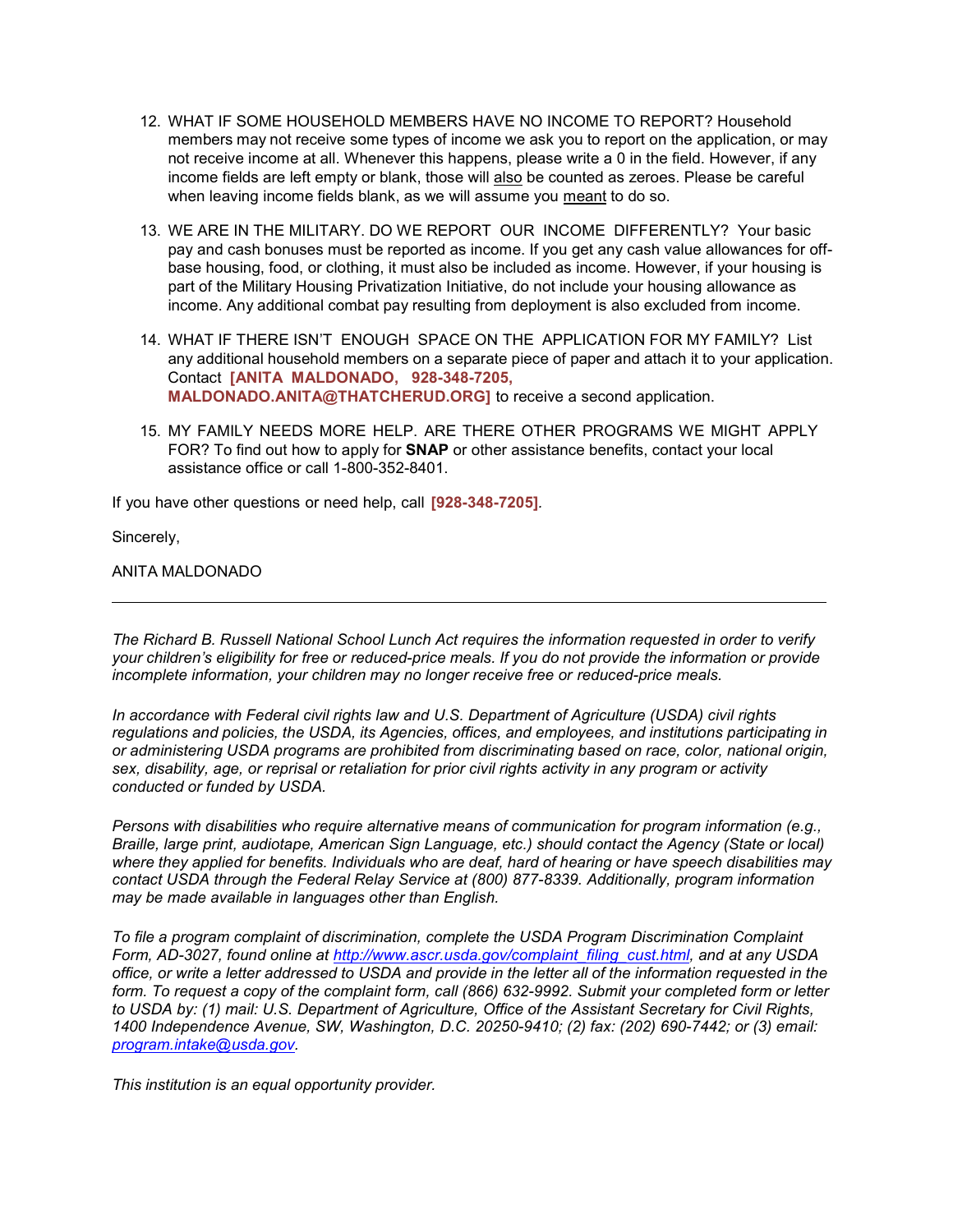12. WHAT IF SOME HOUSEHOLD MEMBERS HAVE NO INCOME TO REPORT? Household members may not receive some types of income we ask you to report on the application, or may not receive income at all. Whenever this happens, please write a 0 in the field. However, if any income fields are left empty or blank, those will <u>also</u> be counted as zeroes. Please be careful when leaving income fields blank, as we will assume you <u>meant</u> to do so.

13. WE ARE IN THE MILITARY. DO WE REPORT OUR INCOME DIFFERENTLY? Your basic pay and cash bonuses must be reported as income. If you get any cash value allowances for off-base housing, food, or clothing, it must also be included as income. However, if your housing is part of the Military Housing Privatization Initiative, do not include your housing allowance as income. Any additional combat pay resulting from deployment is also excluded from income.

14. WHAT IF THERE ISN'T ENOUGH SPACE ON THE APPLICATION FOR MY FAMILY? List any additional household members on a separate piece of paper and attach it to your application. Contact **[ANITA MALDONADO, 928-348-7205, MALDONADO.ANITA@THATCHERUD.ORG]** to receive a second application.

15. MY FAMILY NEEDS MORE HELP. ARE THERE OTHER PROGRAMS WE MIGHT APPLY FOR? To find out how to apply for **SNAP** or other assistance benefits, contact your local assistance office or call 1-800-352-8401.

If you have other questions or need help, call **[928-348-7205]**.

Sincerely,

ANITA MALDONADO

---

*The Richard B. Russell National School Lunch Act requires the information requested in order to verify your children's eligibility for free or reduced-price meals. If you do not provide the information or provide incomplete information, your children may no longer receive free or reduced-price meals.*

*In accordance with Federal civil rights law and U.S. Department of Agriculture (USDA) civil rights regulations and policies, the USDA, its Agencies, offices, and employees, and institutions participating in or administering USDA programs are prohibited from discriminating based on race, color, national origin, sex, disability, age, or reprisal or retaliation for prior civil rights activity in any program or activity conducted or funded by USDA.*

*Persons with disabilities who require alternative means of communication for program information (e.g., Braille, large print, audiotape, American Sign Language, etc.) should contact the Agency (State or local) where they applied for benefits. Individuals who are deaf, hard of hearing or have speech disabilities may contact USDA through the Federal Relay Service at (800) 877-8339. Additionally, program information may be made available in languages other than English.*

*To file a program complaint of discrimination, complete the USDA Program Discrimination Complaint Form, AD-3027, found online at [http://www.ascr.usda.gov/complaint_filing_cust.html](http://www.ascr.usda.gov/complaint_filing_cust.html), and at any USDA office, or write a letter addressed to USDA and provide in the letter all of the information requested in the form. To request a copy of the complaint form, call (866) 632-9992. Submit your completed form or letter to USDA by: (1) mail: U.S. Department of Agriculture, Office of the Assistant Secretary for Civil Rights, 1400 Independence Avenue, SW, Washington, D.C. 20250-9410; (2) fax: (202) 690-7442; or (3) email: [program.intake@usda.gov](mailto:program.intake@usda.gov).*

*This institution is an equal opportunity provider.*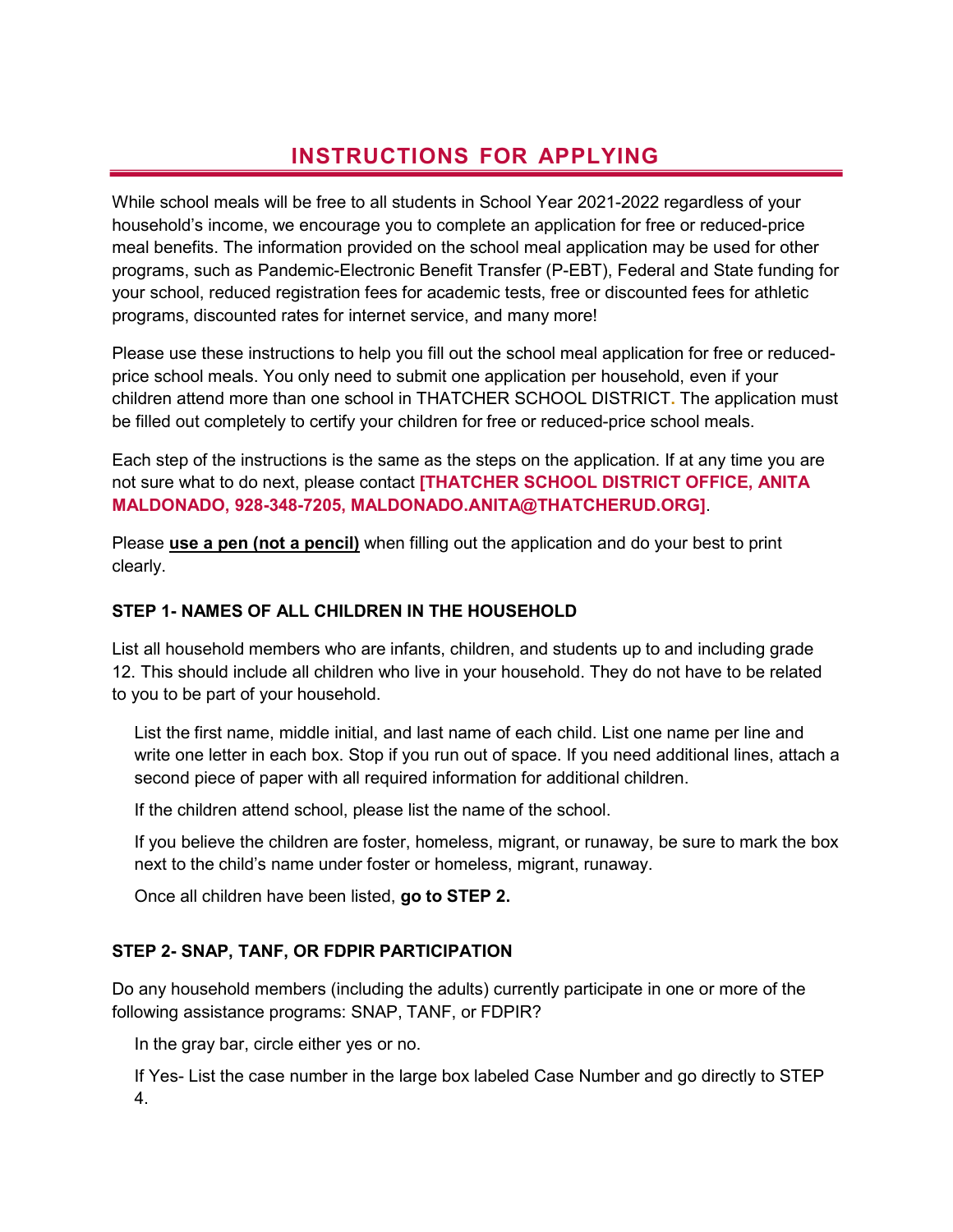# INSTRUCTIONS FOR APPLYING

While school meals will be free to all students in School Year 2021-2022 regardless of your household's income, we encourage you to complete an application for free or reduced-price meal benefits. The information provided on the school meal application may be used for other programs, such as Pandemic-Electronic Benefit Transfer (P-EBT), Federal and State funding for your school, reduced registration fees for academic tests, free or discounted fees for athletic programs, discounted rates for internet service, and many more!

Please use these instructions to help you fill out the school meal application for free or reduced-price school meals. You only need to submit one application per household, even if your children attend more than one school in THATCHER SCHOOL DISTRICT. The application must be filled out completely to certify your children for free or reduced-price school meals.

Each step of the instructions is the same as the steps on the application. If at any time you are not sure what to do next, please contact **[THATCHER SCHOOL DISTRICT OFFICE, ANITA MALDONADO, 928-348-7205, MALDONADO.ANITA@THATCHERUD.ORG]**.

Please **use a pen (not a pencil)** when filling out the application and do your best to print clearly.

### STEP 1- NAMES OF ALL CHILDREN IN THE HOUSEHOLD

List all household members who are infants, children, and students up to and including grade 12. This should include all children who live in your household. They do not have to be related to you to be part of your household.

List the first name, middle initial, and last name of each child. List one name per line and write one letter in each box. Stop if you run out of space. If you need additional lines, attach a second piece of paper with all required information for additional children.

If the children attend school, please list the name of the school.

If you believe the children are foster, homeless, migrant, or runaway, be sure to mark the box next to the child's name under foster or homeless, migrant, runaway.

Once all children have been listed, **go to STEP 2.**

### STEP 2- SNAP, TANF, OR FDPIR PARTICIPATION

Do any household members (including the adults) currently participate in one or more of the following assistance programs: SNAP, TANF, or FDPIR?

In the gray bar, circle either yes or no.

If Yes- List the case number in the large box labeled Case Number and go directly to STEP 4.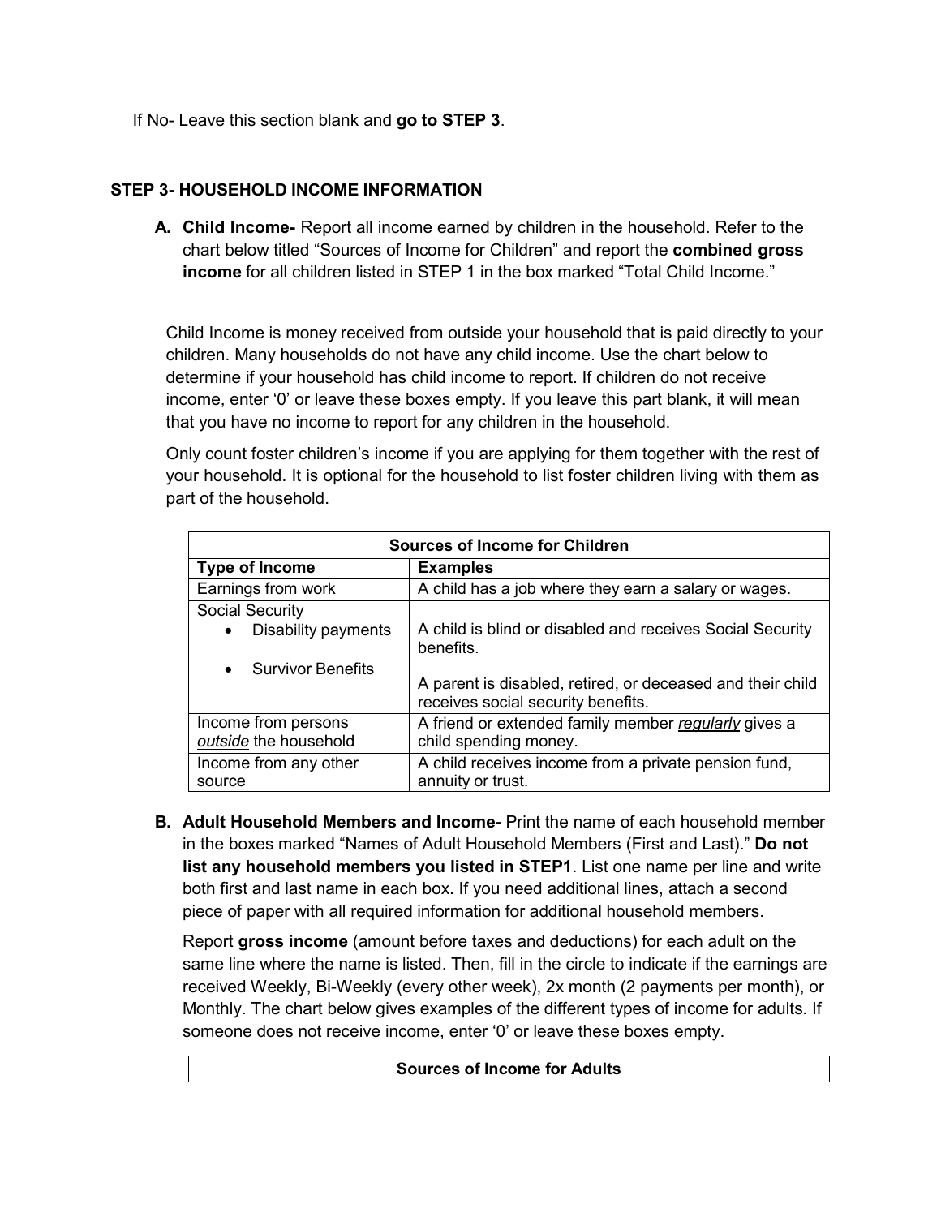If No- Leave this section blank and **go to STEP 3**.

### STEP 3- HOUSEHOLD INCOME INFORMATION

**A. Child Income-** Report all income earned by children in the household. Refer to the chart below titled "Sources of Income for Children" and report the **combined gross income** for all children listed in STEP 1 in the box marked "Total Child Income."

Child Income is money received from outside your household that is paid directly to your children. Many households do not have any child income. Use the chart below to determine if your household has child income to report. If children do not receive income, enter '0' or leave these boxes empty. If you leave this part blank, it will mean that you have no income to report for any children in the household.

Only count foster children's income if you are applying for them together with the rest of your household. It is optional for the household to list foster children living with them as part of the household.

| Sources of Income for Children | |
|---|---|
| **Type of Income** | **Examples** |
| Earnings from work | A child has a job where they earn a salary or wages. |
| Social Security<br>• Disability payments<br>• Survivor Benefits | A child is blind or disabled and receives Social Security benefits.<br>A parent is disabled, retired, or deceased and their child receives social security benefits. |
| Income from persons *outside* the household | A friend or extended family member *regularly* gives a child spending money. |
| Income from any other source | A child receives income from a private pension fund, annuity or trust. |

**B. Adult Household Members and Income-** Print the name of each household member in the boxes marked "Names of Adult Household Members (First and Last)." **Do not list any household members you listed in STEP1**. List one name per line and write both first and last name in each box. If you need additional lines, attach a second piece of paper with all required information for additional household members.

Report **gross income** (amount before taxes and deductions) for each adult on the same line where the name is listed. Then, fill in the circle to indicate if the earnings are received Weekly, Bi-Weekly (every other week), 2x month (2 payments per month), or Monthly. The chart below gives examples of the different types of income for adults. If someone does not receive income, enter '0' or leave these boxes empty.

| Sources of Income for Adults |
|---|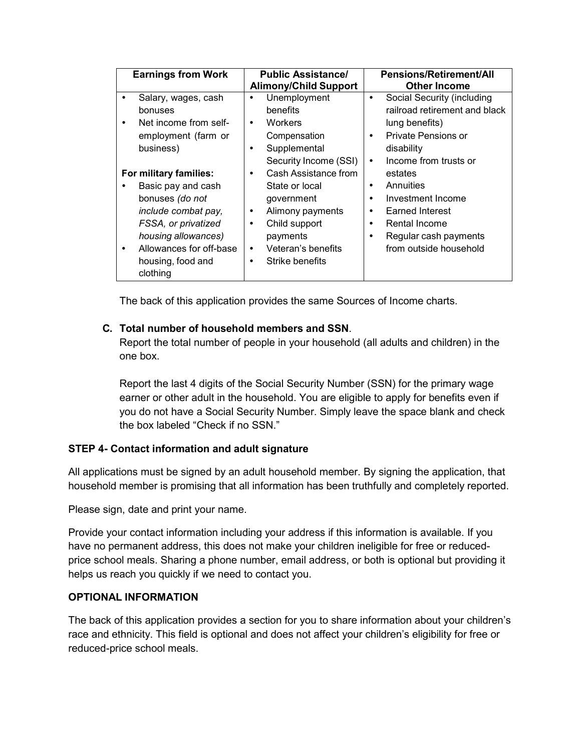| Earnings from Work | Public Assistance/ Alimony/Child Support | Pensions/Retirement/All Other Income |
|---|---|---|
| • Salary, wages, cash bonuses<br>• Net income from self-employment (farm or business)<br><br>**For military families:**<br>• Basic pay and cash bonuses *(do not include combat pay, FSSA, or privatized housing allowances)*<br>• Allowances for off-base housing, food and clothing | • Unemployment benefits<br>• Workers Compensation<br>• Supplemental Security Income (SSI)<br>• Cash Assistance from State or local government<br>• Alimony payments<br>• Child support payments<br>• Veteran's benefits<br>• Strike benefits | • Social Security (including railroad retirement and black lung benefits)<br>• Private Pensions or disability<br>• Income from trusts or estates<br>• Annuities<br>• Investment Income<br>• Earned Interest<br>• Rental Income<br>• Regular cash payments from outside household |

The back of this application provides the same Sources of Income charts.

**C. Total number of household members and SSN**.

Report the total number of people in your household (all adults and children) in the one box.

Report the last 4 digits of the Social Security Number (SSN) for the primary wage earner or other adult in the household. You are eligible to apply for benefits even if you do not have a Social Security Number. Simply leave the space blank and check the box labeled "Check if no SSN."

**STEP 4- Contact information and adult signature**

All applications must be signed by an adult household member. By signing the application, that household member is promising that all information has been truthfully and completely reported.

Please sign, date and print your name.

Provide your contact information including your address if this information is available. If you have no permanent address, this does not make your children ineligible for free or reduced-price school meals. Sharing a phone number, email address, or both is optional but providing it helps us reach you quickly if we need to contact you.

**OPTIONAL INFORMATION**

The back of this application provides a section for you to share information about your children's race and ethnicity. This field is optional and does not affect your children's eligibility for free or reduced-price school meals.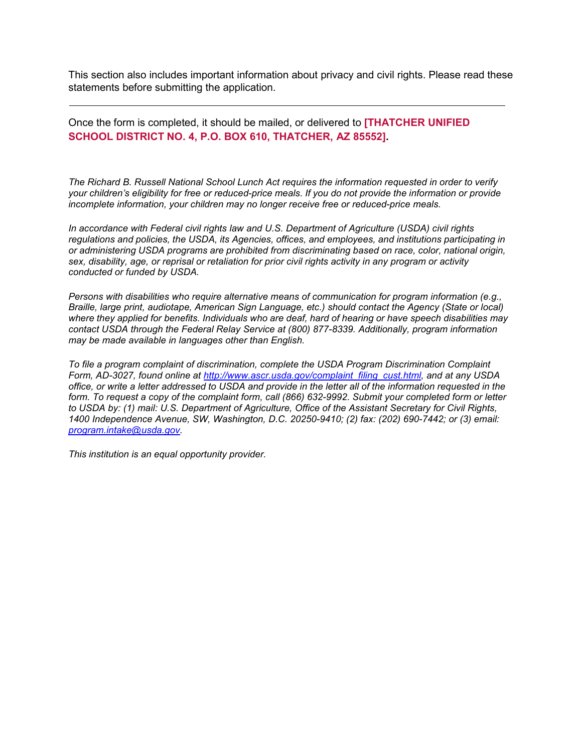This section also includes important information about privacy and civil rights. Please read these statements before submitting the application.

---

Once the form is completed, it should be mailed, or delivered to **[THATCHER UNIFIED SCHOOL DISTRICT NO. 4, P.O. BOX 610, THATCHER, AZ 85552].**

*The Richard B. Russell National School Lunch Act requires the information requested in order to verify your children's eligibility for free or reduced-price meals. If you do not provide the information or provide incomplete information, your children may no longer receive free or reduced-price meals.*

*In accordance with Federal civil rights law and U.S. Department of Agriculture (USDA) civil rights regulations and policies, the USDA, its Agencies, offices, and employees, and institutions participating in or administering USDA programs are prohibited from discriminating based on race, color, national origin, sex, disability, age, or reprisal or retaliation for prior civil rights activity in any program or activity conducted or funded by USDA.*

*Persons with disabilities who require alternative means of communication for program information (e.g., Braille, large print, audiotape, American Sign Language, etc.) should contact the Agency (State or local) where they applied for benefits. Individuals who are deaf, hard of hearing or have speech disabilities may contact USDA through the Federal Relay Service at (800) 877-8339. Additionally, program information may be made available in languages other than English.*

*To file a program complaint of discrimination, complete the USDA Program Discrimination Complaint Form, AD-3027, found online at [http://www.ascr.usda.gov/complaint_filing_cust.html](http://www.ascr.usda.gov/complaint_filing_cust.html), and at any USDA office, or write a letter addressed to USDA and provide in the letter all of the information requested in the form. To request a copy of the complaint form, call (866) 632-9992. Submit your completed form or letter to USDA by: (1) mail: U.S. Department of Agriculture, Office of the Assistant Secretary for Civil Rights, 1400 Independence Avenue, SW, Washington, D.C. 20250-9410; (2) fax: (202) 690-7442; or (3) email: [program.intake@usda.gov](mailto:program.intake@usda.gov).*

*This institution is an equal opportunity provider.*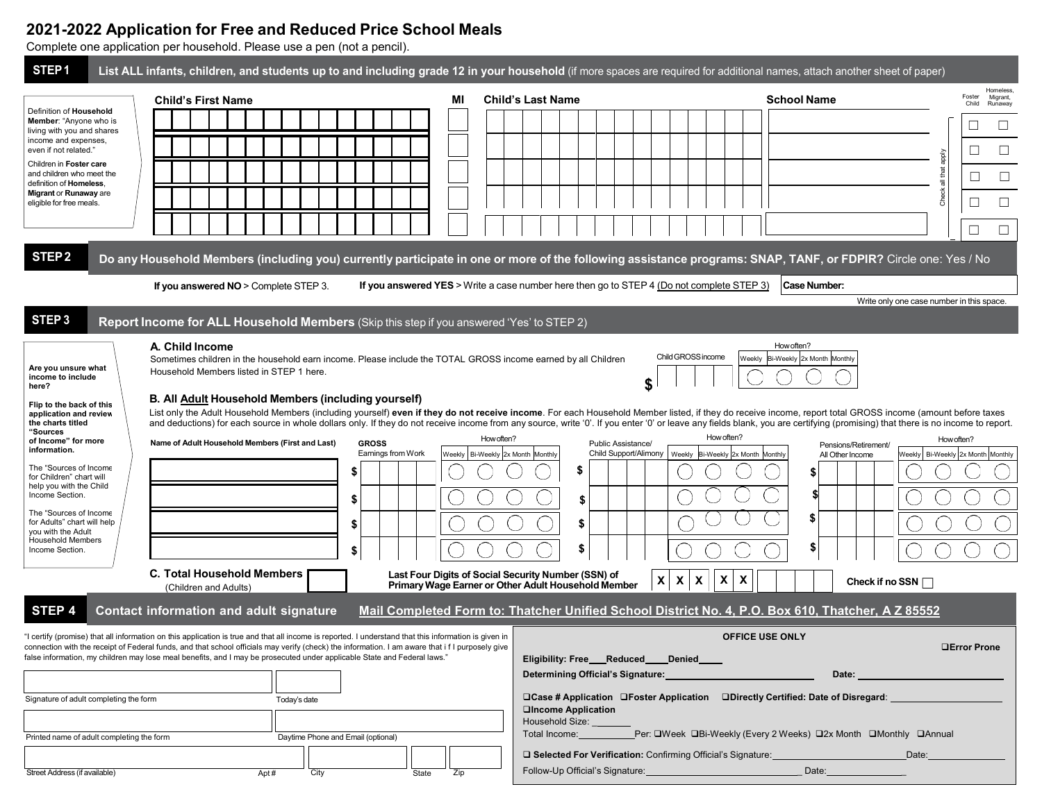# 2021-2022 Application for Free and Reduced Price School Meals

Complete one application per household. Please use a pen (not a pencil).

## STEP 1 List ALL infants, children, and students up to and including grade 12 in your household (if more spaces are required for additional names, attach another sheet of paper)

Definition of **Household Member**: "Anyone who is living with you and shares income and expenses, even if not related."

Children in **Foster care** and children who meet the definition of **Homeless, Migrant** or **Runaway** are eligible for free meals.

| Child's First Name | MI | Child's Last Name | School Name | Foster Child | Homeless, Migrant, Runaway |
|---|---|---|---|---|---|
| | | | | ☐ | ☐ |
| | | | | ☐ | ☐ |
| | | | | ☐ | ☐ |
| | | | | ☐ | ☐ |
| | | | | ☐ | ☐ |

Check all that apply

## STEP 2 Do any Household Members (including you) currently participate in one or more of the following assistance programs: SNAP, TANF, or FDPIR? Circle one: Yes / No

**If you answered NO** > Complete STEP 3. **If you answered YES** > Write a case number here then go to STEP 4 (Do not complete STEP 3) **Case Number:**

Write only one case number in this space.

## STEP 3 Report Income for ALL Household Members (Skip this step if you answered 'Yes' to STEP 2)

**Are you unsure what income to include here?**

**Flip to the back of this application and review the charts titled "Sources of Income" for more information.**

The "Sources of Income for Children" chart will help you with the Child Income Section.

The "Sources of Income for Adults" chart will help you with the Adult Household Members Income Section.

### A. Child Income

Sometimes children in the household earn income. Please include the TOTAL GROSS income earned by all Children Household Members listed in STEP 1 here.

| Child GROSS income | How often? Weekly | Bi-Weekly | 2x Month | Monthly |
|---|---|---|---|---|
| $ | ◯ | ◯ | ◯ | ◯ |

### B. All Adult Household Members (including yourself)

List only the Adult Household Members (including yourself) **even if they do not receive income**. For each Household Member listed, if they do receive income, report total GROSS income (amount before taxes and deductions) for each source in whole dollars only. If they do not receive income from any source, write '0'. If you enter '0' or leave any fields blank, you are certifying (promising) that there is no income to report.

| Name of Adult Household Members (First and Last) | GROSS Earnings from Work | Weekly | Bi-Weekly | 2x Month | Monthly | Public Assistance/ Child Support/Alimony | Weekly | Bi-Weekly | 2x Month | Monthly | Pensions/Retirement/ All Other Income | Weekly | Bi-Weekly | 2x Month | Monthly |
|---|---|---|---|---|---|---|---|---|---|---|---|---|---|---|---|
| | $ | ◯ | ◯ | ◯ | ◯ | $ | ◯ | ◯ | ◯ | ◯ | $ | ◯ | ◯ | ◯ | ◯ |
| | $ | ◯ | ◯ | ◯ | ◯ | $ | ◯ | ◯ | ◯ | ◯ | $ | ◯ | ◯ | ◯ | ◯ |
| | $ | ◯ | ◯ | ◯ | ◯ | $ | ◯ | ◯ | ◯ | ◯ | $ | ◯ | ◯ | ◯ | ◯ |
| | $ | ◯ | ◯ | ◯ | ◯ | $ | ◯ | ◯ | ◯ | ◯ | $ | ◯ | ◯ | ◯ | ◯ |

(How often? applies to each set of Weekly / Bi-Weekly / 2x Month / Monthly columns)

### C. Total Household Members (Children and Adults)

**Last Four Digits of Social Security Number (SSN) of Primary Wage Earner or Other Adult Household Member** X X X - X X - _ _ _ _ **Check if no SSN** ☐

## STEP 4 Contact information and adult signature

**Mail Completed Form to: Thatcher Unified School District No. 4, P.O. Box 610, Thatcher, A Z 85552**

"I certify (promise) that all information on this application is true and that all income is reported. I understand that this information is given in connection with the receipt of Federal funds, and that school officials may verify (check) the information. I am aware that i f I purposely give false information, my children may lose meal benefits, and I may be prosecuted under applicable State and Federal laws."

Signature of adult completing the form | Today's date

Printed name of adult completing the form | Daytime Phone and Email (optional)

Street Address (if available) | Apt # | City | State | Zip

**OFFICE USE ONLY**

❑**Error Prone**

**Eligibility: Free\_\_\_Reduced\_\_\_\_Denied\_\_\_\_**

**Determining Official's Signature:**\_\_\_\_\_\_\_\_\_\_\_\_\_\_\_\_\_\_\_\_ **Date:** \_\_\_\_\_\_\_\_\_\_\_\_\_\_\_\_\_\_\_\_

❑**Case # Application** ❑**Foster Application** ❑**Directly Certified: Date of Disregard**: \_\_\_\_\_\_\_\_\_\_\_\_\_\_\_\_\_\_

❑**Income Application**

Household Size: \_\_\_\_\_\_\_

Total Income:\_\_\_\_\_\_\_\_\_\_\_Per: ❑Week ❑Bi-Weekly (Every 2 Weeks) ❑2x Month ❑Monthly ❑Annual

❑ **Selected For Verification:** Confirming Official's Signature:\_\_\_\_\_\_\_\_\_\_\_\_\_\_\_\_\_\_\_\_\_\_\_\_Date:\_\_\_\_\_\_\_\_\_\_\_\_\_\_

Follow-Up Official's Signature:\_\_\_\_\_\_\_\_\_\_\_\_\_\_\_\_\_\_\_\_\_\_\_\_\_\_\_\_ Date:\_\_\_\_\_\_\_\_\_\_\_\_\_\_\_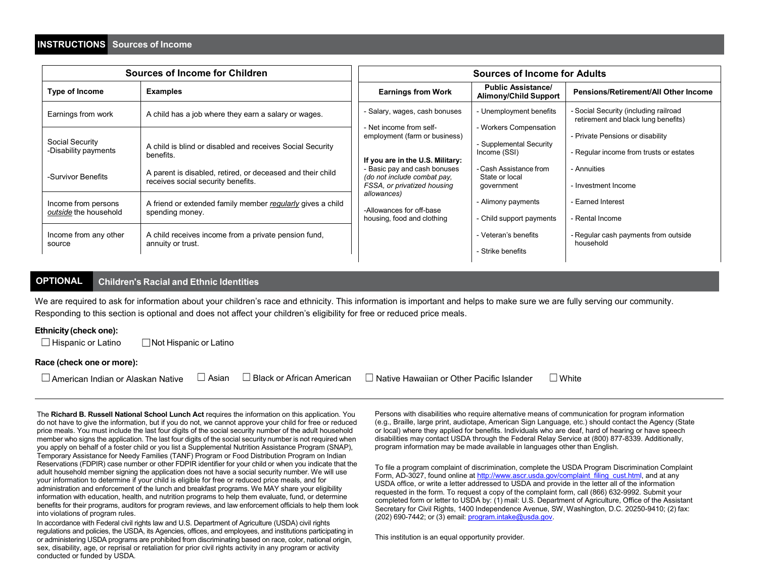## INSTRUCTIONS Sources of Income

### Sources of Income for Children

| Type of Income | Examples |
| --- | --- |
| Earnings from work | A child has a job where they earn a salary or wages. |
| Social Security<br>-Disability payments<br><br>-Survivor Benefits | A child is blind or disabled and receives Social Security benefits.<br><br>A parent is disabled, retired, or deceased and their child receives social security benefits. |
| Income from persons *outside* the household | A friend or extended family member *regularly* gives a child spending money. |
| Income from any other source | A child receives income from a private pension fund, annuity or trust. |

### Sources of Income for Adults

| Earnings from Work | Public Assistance/ Alimony/Child Support | Pensions/Retirement/All Other Income |
| --- | --- | --- |
| - Salary, wages, cash bonuses<br><br>- Net income from self-employment (farm or business)<br><br>**If you are in the U.S. Military:**<br>- Basic pay and cash bonuses *(do not include combat pay, FSSA, or privatized housing allowances)*<br><br>-Allowances for off-base housing, food and clothing | - Unemployment benefits<br><br>- Workers Compensation<br><br>- Supplemental Security Income (SSI)<br><br>- Cash Assistance from State or local government<br><br>- Alimony payments<br><br>- Child support payments<br><br>- Veteran's benefits<br><br>- Strike benefits | - Social Security (including railroad retirement and black lung benefits)<br><br>- Private Pensions or disability<br><br>- Regular income from trusts or estates<br><br>- Annuities<br><br>- Investment Income<br><br>- Earned Interest<br><br>- Rental Income<br><br>- Regular cash payments from outside household |

## OPTIONAL Children's Racial and Ethnic Identities

We are required to ask for information about your children's race and ethnicity. This information is important and helps to make sure we are fully serving our community. Responding to this section is optional and does not affect your children's eligibility for free or reduced price meals.

**Ethnicity (check one):**

☐ Hispanic or Latino ☐ Not Hispanic or Latino

**Race (check one or more):**

☐ American Indian or Alaskan Native ☐ Asian ☐ Black or African American ☐ Native Hawaiian or Other Pacific Islander ☐ White

---

The **Richard B. Russell National School Lunch Act** requires the information on this application. You do not have to give the information, but if you do not, we cannot approve your child for free or reduced price meals. You must include the last four digits of the social security number of the adult household member who signs the application. The last four digits of the social security number is not required when you apply on behalf of a foster child or you list a Supplemental Nutrition Assistance Program (SNAP), Temporary Assistance for Needy Families (TANF) Program or Food Distribution Program on Indian Reservations (FDPIR) case number or other FDPIR identifier for your child or when you indicate that the adult household member signing the application does not have a social security number. We will use your information to determine if your child is eligible for free or reduced price meals, and for administration and enforcement of the lunch and breakfast programs. We MAY share your eligibility information with education, health, and nutrition programs to help them evaluate, fund, or determine benefits for their programs, auditors for program reviews, and law enforcement officials to help them look into violations of program rules.

In accordance with Federal civil rights law and U.S. Department of Agriculture (USDA) civil rights regulations and policies, the USDA, its Agencies, offices, and employees, and institutions participating in or administering USDA programs are prohibited from discriminating based on race, color, national origin, sex, disability, age, or reprisal or retaliation for prior civil rights activity in any program or activity conducted or funded by USDA.

Persons with disabilities who require alternative means of communication for program information (e.g., Braille, large print, audiotape, American Sign Language, etc.) should contact the Agency (State or local) where they applied for benefits. Individuals who are deaf, hard of hearing or have speech disabilities may contact USDA through the Federal Relay Service at (800) 877-8339. Additionally, program information may be made available in languages other than English.

To file a program complaint of discrimination, complete the USDA Program Discrimination Complaint Form, AD-3027, found online at http://www.ascr.usda.gov/complaint_filing_cust.html, and at any USDA office, or write a letter addressed to USDA and provide in the letter all of the information requested in the form. To request a copy of the complaint form, call (866) 632-9992. Submit your completed form or letter to USDA by: (1) mail: U.S. Department of Agriculture, Office of the Assistant Secretary for Civil Rights, 1400 Independence Avenue, SW, Washington, D.C. 20250-9410; (2) fax: (202) 690-7442; or (3) email: program.intake@usda.gov.

This institution is an equal opportunity provider.